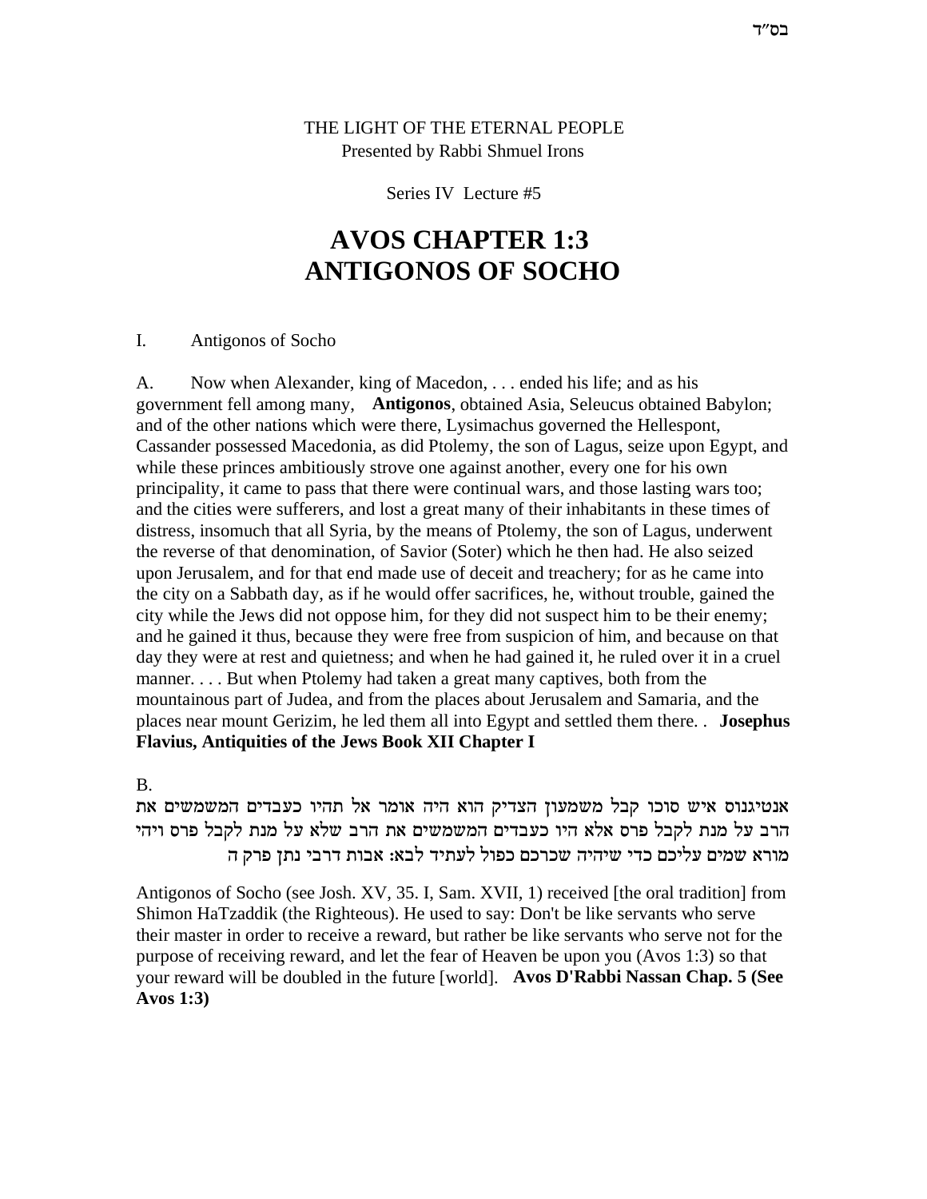בס"ד

THE LIGHT OF THE ETERNAL PEOPLE
Presented by Rabbi Shmuel Irons

Series IV Lecture #5

# AVOS CHAPTER 1:3
# ANTIGONOS OF SOCHO

I. Antigonos of Socho

A. Now when Alexander, king of Macedon, . . . ended his life; and as his government fell among many, **Antigonos**, obtained Asia, Seleucus obtained Babylon; and of the other nations which were there, Lysimachus governed the Hellespont, Cassander possessed Macedonia, as did Ptolemy, the son of Lagus, seize upon Egypt, and while these princes ambitiously strove one against another, every one for his own principality, it came to pass that there were continual wars, and those lasting wars too; and the cities were sufferers, and lost a great many of their inhabitants in these times of distress, insomuch that all Syria, by the means of Ptolemy, the son of Lagus, underwent the reverse of that denomination, of Savior (Soter) which he then had. He also seized upon Jerusalem, and for that end made use of deceit and treachery; for as he came into the city on a Sabbath day, as if he would offer sacrifices, he, without trouble, gained the city while the Jews did not oppose him, for they did not suspect him to be their enemy; and he gained it thus, because they were free from suspicion of him, and because on that day they were at rest and quietness; and when he had gained it, he ruled over it in a cruel manner. . . . But when Ptolemy had taken a great many captives, both from the mountainous part of Judea, and from the places about Jerusalem and Samaria, and the places near mount Gerizim, he led them all into Egypt and settled them there. . **Josephus Flavius, Antiquities of the Jews Book XII Chapter I**

B.

אנטיגנוס איש סוכו קבל משמעון הצדיק הוא היה אומר אל תהיו כעבדים המשמשים את הרב על מנת לקבל פרס אלא היו כעבדים המשמשים את הרב שלא על מנת לקבל פרס ויהי מורא שמים עליכם כדי שיהיה שכרכם כפול לעתיד לבא: אבות דרבי נתן פרק ה

Antigonos of Socho (see Josh. XV, 35. I, Sam. XVII, 1) received [the oral tradition] from Shimon HaTzaddik (the Righteous). He used to say: Don't be like servants who serve their master in order to receive a reward, but rather be like servants who serve not for the purpose of receiving reward, and let the fear of Heaven be upon you (Avos 1:3) so that your reward will be doubled in the future [world]. **Avos D'Rabbi Nassan Chap. 5 (See Avos 1:3)**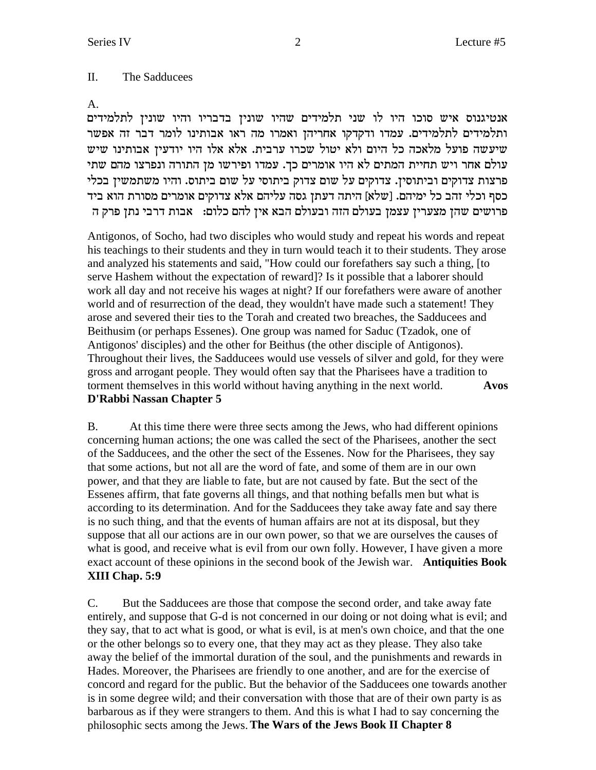## II. The Sadducees

A.

אנטיגנוס איש סוכו היו לו שני תלמידים שהיו שונין בדבריו והיו שונין לתלמידים ותלמידים לתלמידים. עמדו ודקדקו אחריהן ואמרו מה ראו אבותינו לומר דבר זה אפשר שיעשה פועל מלאכה כל היום ולא יטול שכרו ערבית. אלא אלו היו יודעין אבותינו שיש עולם אחר ויש תחיית המתים לא היו אומרים כך. עמדו ופירשו מן התורה ונפרצו מהם שתי פרצות צדוקים וביתוסין. צדוקים על שום צדוק ביתוסי על שום ביתוס. והיו משתמשין בכלי כסף וכלי זהב כל ימיהם. [שלא] היתה דעתן גסה עליהם אלא צדוקים אומרים מסורת הוא ביד פרושים שהן מצערין עצמן בעולם הזה ובעולם הבא אין להם כלום: אבות דרבי נתן פרק ה

Antigonos, of Socho, had two disciples who would study and repeat his words and repeat his teachings to their students and they in turn would teach it to their students. They arose and analyzed his statements and said, "How could our forefathers say such a thing, [to serve Hashem without the expectation of reward]? Is it possible that a laborer should work all day and not receive his wages at night? If our forefathers were aware of another world and of resurrection of the dead, they wouldn't have made such a statement! They arose and severed their ties to the Torah and created two breaches, the Sadducees and Beithusim (or perhaps Essenes). One group was named for Saduc (Tzadok, one of Antigonos' disciples) and the other for Beithus (the other disciple of Antigonos). Throughout their lives, the Sadducees would use vessels of silver and gold, for they were gross and arrogant people. They would often say that the Pharisees have a tradition to torment themselves in this world without having anything in the next world. **Avos D'Rabbi Nassan Chapter 5**

B. At this time there were three sects among the Jews, who had different opinions concerning human actions; the one was called the sect of the Pharisees, another the sect of the Sadducees, and the other the sect of the Essenes. Now for the Pharisees, they say that some actions, but not all are the word of fate, and some of them are in our own power, and that they are liable to fate, but are not caused by fate. But the sect of the Essenes affirm, that fate governs all things, and that nothing befalls men but what is according to its determination. And for the Sadducees they take away fate and say there is no such thing, and that the events of human affairs are not at its disposal, but they suppose that all our actions are in our own power, so that we are ourselves the causes of what is good, and receive what is evil from our own folly. However, I have given a more exact account of these opinions in the second book of the Jewish war. **Antiquities Book XIII Chap. 5:9**

C. But the Sadducees are those that compose the second order, and take away fate entirely, and suppose that G-d is not concerned in our doing or not doing what is evil; and they say, that to act what is good, or what is evil, is at men's own choice, and that the one or the other belongs so to every one, that they may act as they please. They also take away the belief of the immortal duration of the soul, and the punishments and rewards in Hades. Moreover, the Pharisees are friendly to one another, and are for the exercise of concord and regard for the public. But the behavior of the Sadducees one towards another is in some degree wild; and their conversation with those that are of their own party is as barbarous as if they were strangers to them. And this is what I had to say concerning the philosophic sects among the Jews. **The Wars of the Jews Book II Chapter 8**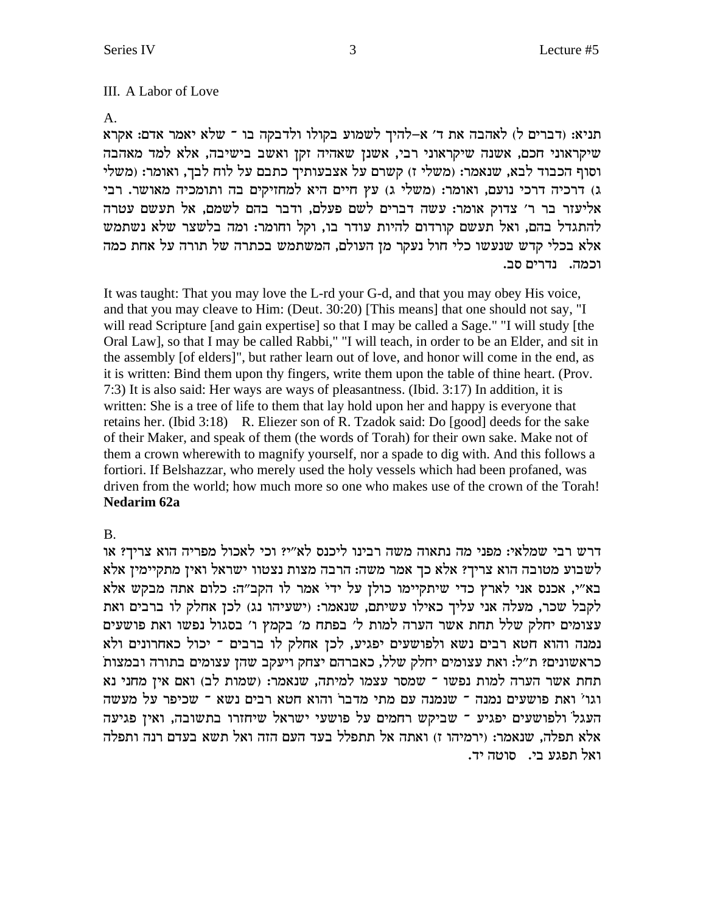### III. A Labor of Love

A.

תניא: (דברים ל) לאהבה את ד׳ א–להיך לשמוע בקולו ולדבקה בו ־ שלא יאמר אדם: אקרא שיקראוני חכם, אשנה שיקראוני רבי, אשנן שאהיה זקן ואשב בישיבה, אלא למד מאהבה וסוף הכבוד לבא, שנאמר: (משלי ז) קשרם על אצבעותיך כתבם על לוח לבך, ואומר: (משלי ג) דרכיה דרכי נועם, ואומר: (משלי ג) עץ חיים היא למחזיקים בה ותומכיה מאושר. רבי אליעזר בר ר׳ צדוק אומר: עשה דברים לשם פעלם, ודבר בהם לשמם, אל תעשם עטרה להתגדל בהם, ואל תעשם קורדום להיות עודר בו, וקל וחומר: ומה בלשצר שלא נשתמש אלא בכלי קדש שנעשו כלי חול נעקר מן העולם, המשתמש בכתרה של תורה על אחת כמה וכמה. נדרים סב.

It was taught: That you may love the L-rd your G-d, and that you may obey His voice, and that you may cleave to Him: (Deut. 30:20) [This means] that one should not say, "I will read Scripture [and gain expertise] so that I may be called a Sage." "I will study [the Oral Law], so that I may be called Rabbi," "I will teach, in order to be an Elder, and sit in the assembly [of elders]", but rather learn out of love, and honor will come in the end, as it is written: Bind them upon thy fingers, write them upon the table of thine heart. (Prov. 7:3) It is also said: Her ways are ways of pleasantness. (Ibid. 3:17) In addition, it is written: She is a tree of life to them that lay hold upon her and happy is everyone that retains her. (Ibid 3:18)  R. Eliezer son of R. Tzadok said: Do [good] deeds for the sake of their Maker, and speak of them (the words of Torah) for their own sake. Make not of them a crown wherewith to magnify yourself, nor a spade to dig with. And this follows a fortiori. If Belshazzar, who merely used the holy vessels which had been profaned, was driven from the world; how much more so one who makes use of the crown of the Torah! **Nedarim 62a**

B.

דרש רבי שמלאי: מפני מה נתאוה משה רבינו ליכנס לא"י? וכי לאכול מפריה הוא צריך? או לשבוע מטובה הוא צריך? אלא כך אמר משה: הרבה מצות נצטוו ישראל ואין מתקיימין אלא בא"י, אכנס אני לארץ כדי שיתקיימו כולן על ידי אמר לו הקב"ה: כלום אתה מבקש אלא לקבל שכר, מעלה אני עליך כאילו עשיתם, שנאמר: (ישעיהו נג) לכן אחלק לו ברבים ואת עצומים יחלק שלל תחת אשר הערה למות ל׳ בפתח מ׳ בקמץ ו׳ בסגול נפשו ואת פושעים נמנה והוא חטא רבים נשא ולפושעים יפגיע, לכן אחלק לו ברבים ־ יכול כאחרונים ולא כראשונים? ת"ל: ואת עצומים יחלק שלל, כאברהם יצחק ויעקב שהן עצומים בתורה ובמצות תחת אשר הערה למות נפשו ־ שמסר עצמו למיתה, שנאמר: (שמות לב) ואם אין מחני נא וגו׳ ואת פושעים נמנה ־ שנמנה עם מתי מדבר והוא חטא רבים נשא ־ שכיפר על מעשה העגל ולפושעים יפגיע ־ שביקש רחמים על פושעי ישראל שיחזרו בתשובה, ואין פגיעה אלא תפלה, שנאמר: (ירמיהו ז) ואתה אל תתפלל בעד העם הזה ואל תשא בעדם רנה ותפלה ואל תפגע בי. סוטה יד.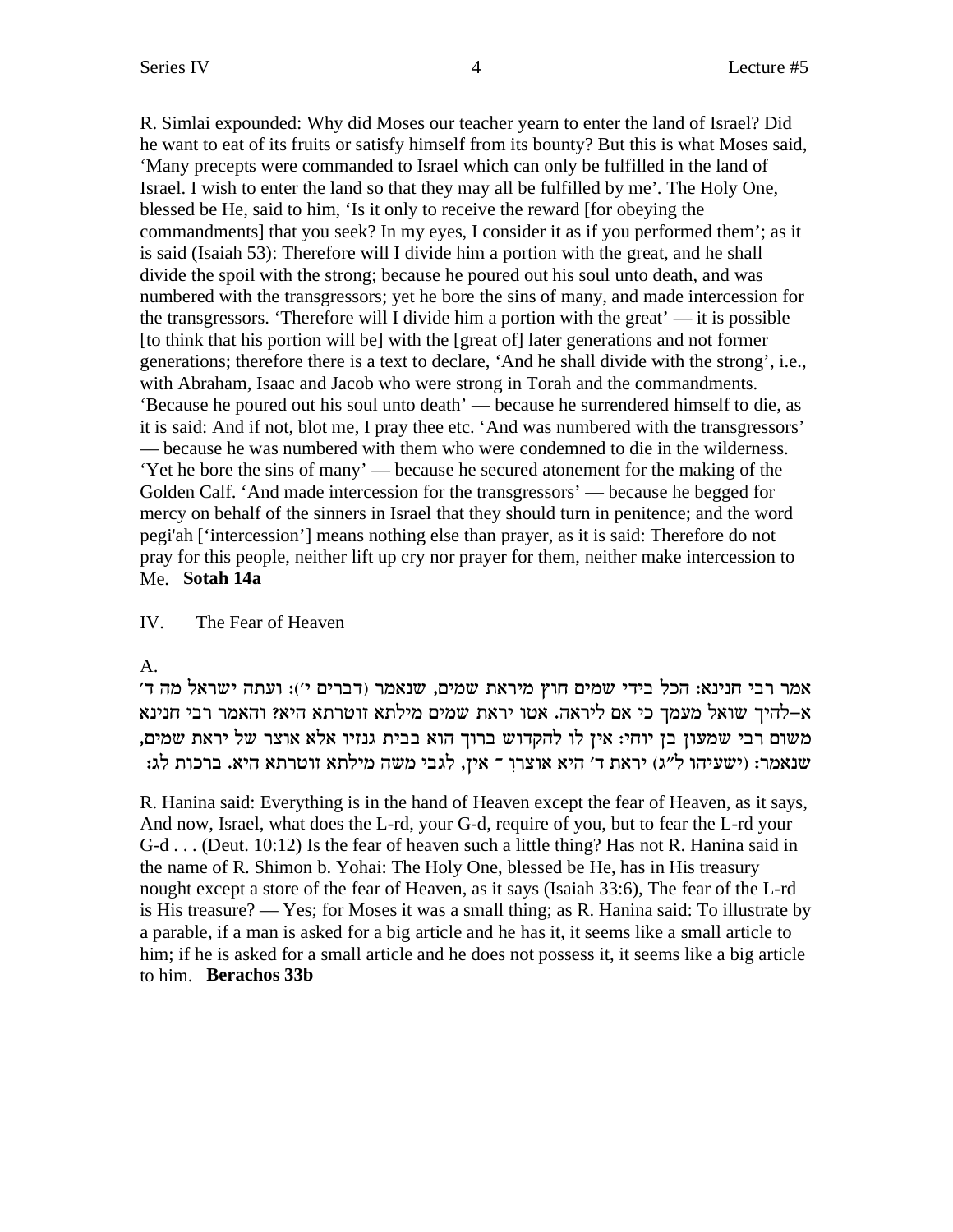R. Simlai expounded: Why did Moses our teacher yearn to enter the land of Israel? Did he want to eat of its fruits or satisfy himself from its bounty? But this is what Moses said, 'Many precepts were commanded to Israel which can only be fulfilled in the land of Israel. I wish to enter the land so that they may all be fulfilled by me'. The Holy One, blessed be He, said to him, 'Is it only to receive the reward [for obeying the commandments] that you seek? In my eyes, I consider it as if you performed them'; as it is said (Isaiah 53): Therefore will I divide him a portion with the great, and he shall divide the spoil with the strong; because he poured out his soul unto death, and was numbered with the transgressors; yet he bore the sins of many, and made intercession for the transgressors. 'Therefore will I divide him a portion with the great' — it is possible [to think that his portion will be] with the [great of] later generations and not former generations; therefore there is a text to declare, 'And he shall divide with the strong', i.e., with Abraham, Isaac and Jacob who were strong in Torah and the commandments. 'Because he poured out his soul unto death' — because he surrendered himself to die, as it is said: And if not, blot me, I pray thee etc. 'And was numbered with the transgressors' — because he was numbered with them who were condemned to die in the wilderness. 'Yet he bore the sins of many' — because he secured atonement for the making of the Golden Calf. 'And made intercession for the transgressors' — because he begged for mercy on behalf of the sinners in Israel that they should turn in penitence; and the word pegi'ah ['intercession'] means nothing else than prayer, as it is said: Therefore do not pray for this people, neither lift up cry nor prayer for them, neither make intercession to Me. **Sotah 14a**

IV. The Fear of Heaven

A.

אמר רבי חנינא: הכל בידי שמים חוץ מיראת שמים, שנאמר (דברים י׳): ועתה ישראל מה ד׳ א–להיך שואל מעמך כי אם ליראה. אטו יראת שמים מילתא זוטרתא היא? והאמר רבי חנינא משום רבי שמעון בן יוחי: אין לו להקדוש ברוך הוא בבית גנזיו אלא אוצר של יראת שמים, שנאמר: (ישעיהו ל״ג) יראת ד׳ היא אוצרו ־ אין, לגבי משה מילתא זוטרתא היא. ברכות לג:

R. Hanina said: Everything is in the hand of Heaven except the fear of Heaven, as it says, And now, Israel, what does the L-rd, your G-d, require of you, but to fear the L-rd your G-d . . . (Deut. 10:12) Is the fear of heaven such a little thing? Has not R. Hanina said in the name of R. Shimon b. Yohai: The Holy One, blessed be He, has in His treasury nought except a store of the fear of Heaven, as it says (Isaiah 33:6), The fear of the L-rd is His treasure? — Yes; for Moses it was a small thing; as R. Hanina said: To illustrate by a parable, if a man is asked for a big article and he has it, it seems like a small article to him; if he is asked for a small article and he does not possess it, it seems like a big article to him. **Berachos 33b**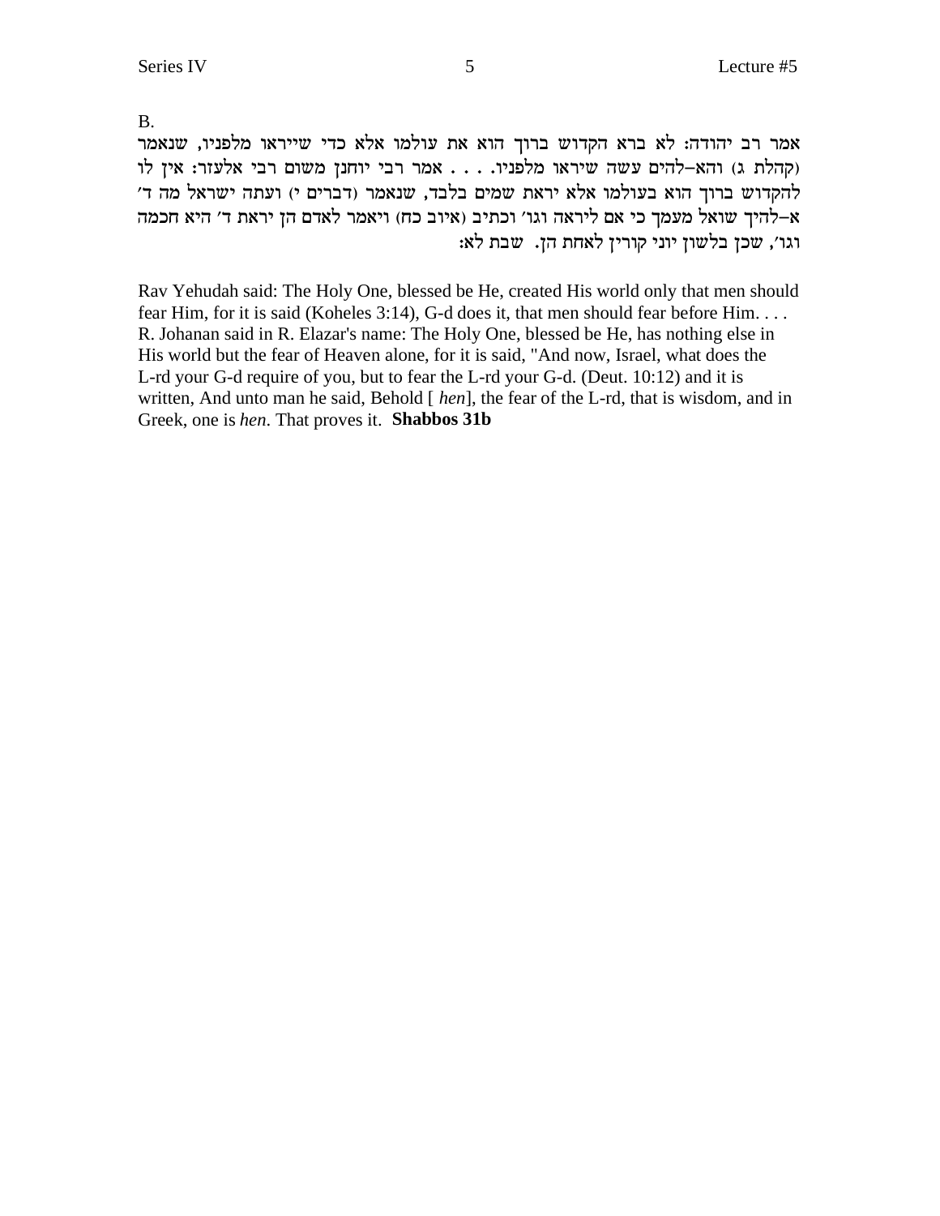B.

אמר רב יהודה: לא ברא הקדוש ברוך הוא את עולמו אלא כדי שייראו מלפניו, שנאמר (קהלת ג) והא–להים עשה שיראו מלפניו. . . . אמר רבי יוחנן משום רבי אלעזר: אין לו להקדוש ברוך הוא בעולמו אלא יראת שמים בלבד, שנאמר (דברים י) ועתה ישראל מה ד׳ א–להיך שואל מעמך כי אם ליראה וגו׳ וכתיב (איוב כח) ויאמר לאדם הן יראת ד׳ היא חכמה וגו׳, שכן בלשון יוני קורין לאחת הן. שבת לא:

Rav Yehudah said: The Holy One, blessed be He, created His world only that men should fear Him, for it is said (Koheles 3:14), G-d does it, that men should fear before Him. . . . R. Johanan said in R. Elazar's name: The Holy One, blessed be He, has nothing else in His world but the fear of Heaven alone, for it is said, "And now, Israel, what does the L-rd your G-d require of you, but to fear the L-rd your G-d. (Deut. 10:12) and it is written, And unto man he said, Behold [ *hen*], the fear of the L-rd, that is wisdom, and in Greek, one is *hen*. That proves it. **Shabbos 31b**